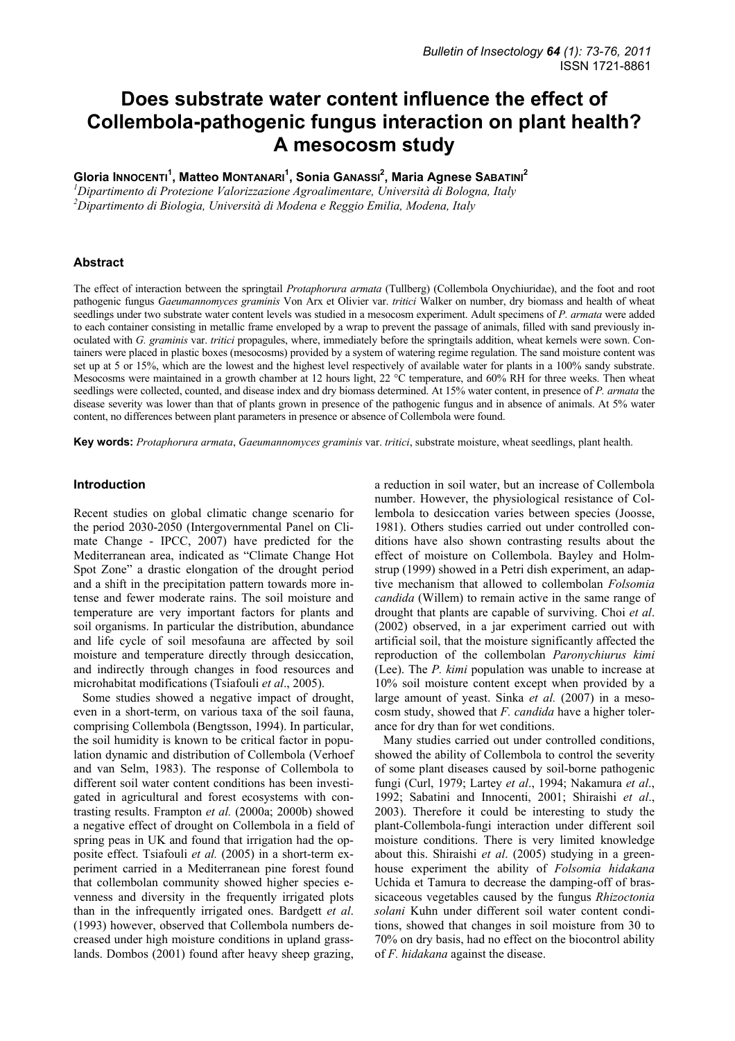# Does substrate water content influence the effect of Collembola-pathogenic fungus interaction on plant health? A mesocosm study

**Gloria Innocenti[1], Matteo Montanari[1], Sonia Ganassi[2], Maria Agnese Sabatini[2]**

[1]*Dipartimento di Protezione Valorizzazione Agroalimentare, Università di Bologna, Italy*
[2]*Dipartimento di Biologia, Università di Modena e Reggio Emilia, Modena, Italy*

## Abstract

The effect of interaction between the springtail *Protaphorura armata* (Tullberg) (Collembola Onychiuridae), and the foot and root pathogenic fungus *Gaeumannomyces graminis* Von Arx et Olivier var. *tritici* Walker on number, dry biomass and health of wheat seedlings under two substrate water content levels was studied in a mesocosm experiment. Adult specimens of *P. armata* were added to each container consisting in metallic frame enveloped by a wrap to prevent the passage of animals, filled with sand previously inoculated with *G. graminis* var. *tritici* propagules, where, immediately before the springtails addition, wheat kernels were sown. Containers were placed in plastic boxes (mesocosms) provided by a system of watering regime regulation. The sand moisture content was set up at 5 or 15%, which are the lowest and the highest level respectively of available water for plants in a 100% sandy substrate. Mesocosms were maintained in a growth chamber at 12 hours light, 22 °C temperature, and 60% RH for three weeks. Then wheat seedlings were collected, counted, and disease index and dry biomass determined. At 15% water content, in presence of *P. armata* the disease severity was lower than that of plants grown in presence of the pathogenic fungus and in absence of animals. At 5% water content, no differences between plant parameters in presence or absence of Collembola were found.

**Key words:** *Protaphorura armata*, *Gaeumannomyces graminis* var. *tritici*, substrate moisture, wheat seedlings, plant health.

## Introduction

Recent studies on global climatic change scenario for the period 2030-2050 (Intergovernmental Panel on Climate Change - IPCC, 2007) have predicted for the Mediterranean area, indicated as "Climate Change Hot Spot Zone" a drastic elongation of the drought period and a shift in the precipitation pattern towards more intense and fewer moderate rains. The soil moisture and temperature are very important factors for plants and soil organisms. In particular the distribution, abundance and life cycle of soil mesofauna are affected by soil moisture and temperature directly through desiccation, and indirectly through changes in food resources and microhabitat modifications (Tsiafouli *et al*., 2005).

Some studies showed a negative impact of drought, even in a short-term, on various taxa of the soil fauna, comprising Collembola (Bengtsson, 1994). In particular, the soil humidity is known to be critical factor in population dynamic and distribution of Collembola (Verhoef and van Selm, 1983). The response of Collembola to different soil water content conditions has been investigated in agricultural and forest ecosystems with contrasting results. Frampton *et al.* (2000a; 2000b) showed a negative effect of drought on Collembola in a field of spring peas in UK and found that irrigation had the opposite effect. Tsiafouli *et al.* (2005) in a short-term experiment carried in a Mediterranean pine forest found that collembolan community showed higher species evenness and diversity in the frequently irrigated plots than in the infrequently irrigated ones. Bardgett *et al*. (1993) however, observed that Collembola numbers decreased under high moisture conditions in upland grasslands. Dombos (2001) found after heavy sheep grazing, a reduction in soil water, but an increase of Collembola number. However, the physiological resistance of Collembola to desiccation varies between species (Joosse, 1981). Others studies carried out under controlled conditions have also shown contrasting results about the effect of moisture on Collembola. Bayley and Holmstrup (1999) showed in a Petri dish experiment, an adaptive mechanism that allowed to collembolan *Folsomia candida* (Willem) to remain active in the same range of drought that plants are capable of surviving. Choi *et al*. (2002) observed, in a jar experiment carried out with artificial soil, that the moisture significantly affected the reproduction of the collembolan *Paronychiurus kimi* (Lee). The *P. kimi* population was unable to increase at 10% soil moisture content except when provided by a large amount of yeast. Sinka *et al.* (2007) in a mesocosm study, showed that *F. candida* have a higher tolerance for dry than for wet conditions.

Many studies carried out under controlled conditions, showed the ability of Collembola to control the severity of some plant diseases caused by soil-borne pathogenic fungi (Curl, 1979; Lartey *et al*., 1994; Nakamura *et al*., 1992; Sabatini and Innocenti, 2001; Shiraishi *et al*., 2003). Therefore it could be interesting to study the plant-Collembola-fungi interaction under different soil moisture conditions. There is very limited knowledge about this. Shiraishi *et al*. (2005) studying in a greenhouse experiment the ability of *Folsomia hidakana* Uchida et Tamura to decrease the damping-off of brassicaceous vegetables caused by the fungus *Rhizoctonia solani* Kuhn under different soil water content conditions, showed that changes in soil moisture from 30 to 70% on dry basis, had no effect on the biocontrol ability of *F. hidakana* against the disease.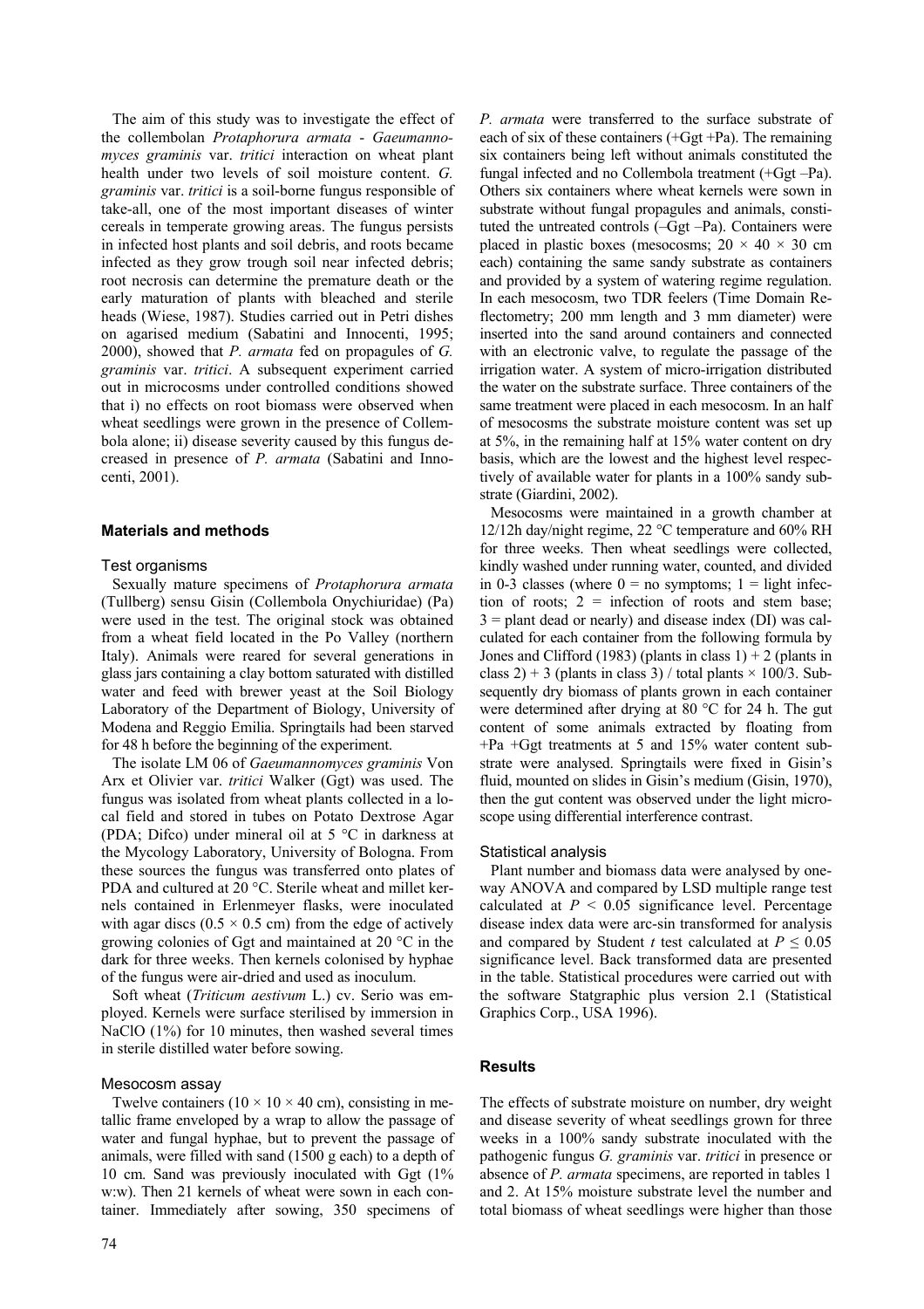The aim of this study was to investigate the effect of the collembolan *Protaphorura armata* - *Gaeumannomyces graminis* var. *tritici* interaction on wheat plant health under two levels of soil moisture content. *G. graminis* var. *tritici* is a soil-borne fungus responsible of take-all, one of the most important diseases of winter cereals in temperate growing areas. The fungus persists in infected host plants and soil debris, and roots became infected as they grow trough soil near infected debris; root necrosis can determine the premature death or the early maturation of plants with bleached and sterile heads (Wiese, 1987). Studies carried out in Petri dishes on agarised medium (Sabatini and Innocenti, 1995; 2000), showed that *P. armata* fed on propagules of *G. graminis* var. *tritici*. A subsequent experiment carried out in microcosms under controlled conditions showed that i) no effects on root biomass were observed when wheat seedlings were grown in the presence of Collembola alone; ii) disease severity caused by this fungus decreased in presence of *P. armata* (Sabatini and Innocenti, 2001).

## Materials and methods

### Test organisms

Sexually mature specimens of *Protaphorura armata* (Tullberg) sensu Gisin (Collembola Onychiuridae) (Pa) were used in the test. The original stock was obtained from a wheat field located in the Po Valley (northern Italy). Animals were reared for several generations in glass jars containing a clay bottom saturated with distilled water and feed with brewer yeast at the Soil Biology Laboratory of the Department of Biology, University of Modena and Reggio Emilia. Springtails had been starved for 48 h before the beginning of the experiment.

The isolate LM 06 of *Gaeumannomyces graminis* Von Arx et Olivier var. *tritici* Walker (Ggt) was used. The fungus was isolated from wheat plants collected in a local field and stored in tubes on Potato Dextrose Agar (PDA; Difco) under mineral oil at 5 °C in darkness at the Mycology Laboratory, University of Bologna. From these sources the fungus was transferred onto plates of PDA and cultured at 20 °C. Sterile wheat and millet kernels contained in Erlenmeyer flasks, were inoculated with agar discs ($0.5 \times 0.5$ cm) from the edge of actively growing colonies of Ggt and maintained at 20 °C in the dark for three weeks. Then kernels colonised by hyphae of the fungus were air-dried and used as inoculum.

Soft wheat (*Triticum aestivum* L.) cv. Serio was employed. Kernels were surface sterilised by immersion in NaClO (1%) for 10 minutes, then washed several times in sterile distilled water before sowing.

### Mesocosm assay

Twelve containers ($10 \times 10 \times 40$ cm), consisting in metallic frame enveloped by a wrap to allow the passage of water and fungal hyphae, but to prevent the passage of animals, were filled with sand (1500 g each) to a depth of 10 cm. Sand was previously inoculated with Ggt (1% w:w). Then 21 kernels of wheat were sown in each container. Immediately after sowing, 350 specimens of *P. armata* were transferred to the surface substrate of each of six of these containers (+Ggt +Pa). The remaining six containers being left without animals constituted the fungal infected and no Collembola treatment (+Ggt –Pa). Others six containers where wheat kernels were sown in substrate without fungal propagules and animals, constituted the untreated controls (–Ggt –Pa). Containers were placed in plastic boxes (mesocosms; $20 \times 40 \times 30$ cm each) containing the same sandy substrate as containers and provided by a system of watering regime regulation. In each mesocosm, two TDR feelers (Time Domain Reflectometry; 200 mm length and 3 mm diameter) were inserted into the sand around containers and connected with an electronic valve, to regulate the passage of the irrigation water. A system of micro-irrigation distributed the water on the substrate surface. Three containers of the same treatment were placed in each mesocosm. In an half of mesocosms the substrate moisture content was set up at 5%, in the remaining half at 15% water content on dry basis, which are the lowest and the highest level respectively of available water for plants in a 100% sandy substrate (Giardini, 2002).

Mesocosms were maintained in a growth chamber at 12/12h day/night regime, 22 °C temperature and 60% RH for three weeks. Then wheat seedlings were collected, kindly washed under running water, counted, and divided in 0-3 classes (where 0 = no symptoms; 1 = light infection of roots; 2 = infection of roots and stem base; 3 = plant dead or nearly) and disease index (DI) was calculated for each container from the following formula by Jones and Clifford (1983) (plants in class 1) + 2 (plants in class 2) + 3 (plants in class 3) / total plants $\times$ 100/3. Subsequently dry biomass of plants grown in each container were determined after drying at 80 °C for 24 h. The gut content of some animals extracted by floating from +Pa +Ggt treatments at 5 and 15% water content substrate were analysed. Springtails were fixed in Gisin's fluid, mounted on slides in Gisin's medium (Gisin, 1970), then the gut content was observed under the light microscope using differential interference contrast.

### Statistical analysis

Plant number and biomass data were analysed by one-way ANOVA and compared by LSD multiple range test calculated at $P < 0.05$ significance level. Percentage disease index data were arc-sin transformed for analysis and compared by Student *t* test calculated at $P \leq 0.05$ significance level. Back transformed data are presented in the table. Statistical procedures were carried out with the software Statgraphic plus version 2.1 (Statistical Graphics Corp., USA 1996).

## Results

The effects of substrate moisture on number, dry weight and disease severity of wheat seedlings grown for three weeks in a 100% sandy substrate inoculated with the pathogenic fungus *G. graminis* var. *tritici* in presence or absence of *P. armata* specimens, are reported in tables 1 and 2. At 15% moisture substrate level the number and total biomass of wheat seedlings were higher than those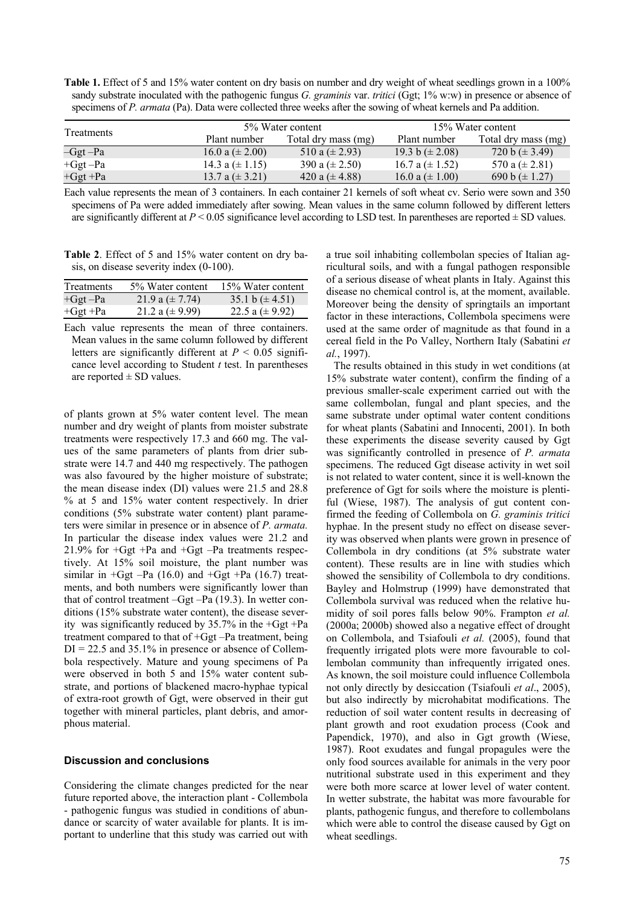**Table 1.** Effect of 5 and 15% water content on dry basis on number and dry weight of wheat seedlings grown in a 100% sandy substrate inoculated with the pathogenic fungus *G. graminis* var. *tritici* (Ggt; 1% w:w) in presence or absence of specimens of *P. armata* (Pa). Data were collected three weeks after the sowing of wheat kernels and Pa addition.

| Treatments | 5% Water content | | 15% Water content | |
|---|---|---|---|---|
| | Plant number | Total dry mass (mg) | Plant number | Total dry mass (mg) |
| –Ggt –Pa | 16.0 a (± 2.00) | 510 a (± 2.93) | 19.3 b (± 2.08) | 720 b (± 3.49) |
| +Ggt –Pa | 14.3 a (± 1.15) | 390 a (± 2.50) | 16.7 a (± 1.52) | 570 a (± 2.81) |
| +Ggt +Pa | 13.7 a (± 3.21) | 420 a (± 4.88) | 16.0 a (± 1.00) | 690 b (± 1.27) |

Each value represents the mean of 3 containers. In each container 21 kernels of soft wheat cv. Serio were sown and 350 specimens of Pa were added immediately after sowing. Mean values in the same column followed by different letters are significantly different at $P < 0.05$ significance level according to LSD test. In parentheses are reported ± SD values.

**Table 2**. Effect of 5 and 15% water content on dry basis, on disease severity index (0-100).

| Treatments | 5% Water content | 15% Water content |
|---|---|---|
| +Ggt –Pa | 21.9 a (± 7.74) | 35.1 b (± 4.51) |
| +Ggt +Pa | 21.2 a (± 9.99) | 22.5 a (± 9.92) |

Each value represents the mean of three containers. Mean values in the same column followed by different letters are significantly different at $P < 0.05$ significance level according to Student *t* test. In parentheses are reported ± SD values.

of plants grown at 5% water content level. The mean number and dry weight of plants from moister substrate treatments were respectively 17.3 and 660 mg. The values of the same parameters of plants from drier substrate were 14.7 and 440 mg respectively. The pathogen was also favoured by the higher moisture of substrate; the mean disease index (DI) values were 21.5 and 28.8 % at 5 and 15% water content respectively. In drier conditions (5% substrate water content) plant parameters were similar in presence or in absence of *P. armata.* In particular the disease index values were 21.2 and 21.9% for +Ggt +Pa and +Ggt –Pa treatments respectively. At 15% soil moisture, the plant number was similar in +Ggt –Pa (16.0) and +Ggt +Pa (16.7) treatments, and both numbers were significantly lower than that of control treatment –Ggt –Pa (19.3). In wetter conditions (15% substrate water content), the disease severity was significantly reduced by 35.7% in the +Ggt +Pa treatment compared to that of +Ggt –Pa treatment, being DI = 22.5 and 35.1% in presence or absence of Collembola respectively. Mature and young specimens of Pa were observed in both 5 and 15% water content substrate, and portions of blackened macro-hyphae typical of extra-root growth of Ggt, were observed in their gut together with mineral particles, plant debris, and amorphous material.

## Discussion and conclusions

Considering the climate changes predicted for the near future reported above, the interaction plant - Collembola - pathogenic fungus was studied in conditions of abundance or scarcity of water available for plants. It is important to underline that this study was carried out with a true soil inhabiting collembolan species of Italian agricultural soils, and with a fungal pathogen responsible of a serious disease of wheat plants in Italy. Against this disease no chemical control is, at the moment, available. Moreover being the density of springtails an important factor in these interactions, Collembola specimens were used at the same order of magnitude as that found in a cereal field in the Po Valley, Northern Italy (Sabatini *et al.*, 1997).

The results obtained in this study in wet conditions (at 15% substrate water content), confirm the finding of a previous smaller-scale experiment carried out with the same collembolan, fungal and plant species, and the same substrate under optimal water content conditions for wheat plants (Sabatini and Innocenti, 2001). In both these experiments the disease severity caused by Ggt was significantly controlled in presence of *P. armata* specimens. The reduced Ggt disease activity in wet soil is not related to water content, since it is well-known the preference of Ggt for soils where the moisture is plentiful (Wiese, 1987). The analysis of gut content confirmed the feeding of Collembola on *G. graminis tritici* hyphae. In the present study no effect on disease severity was observed when plants were grown in presence of Collembola in dry conditions (at 5% substrate water content). These results are in line with studies which showed the sensibility of Collembola to dry conditions. Bayley and Holmstrup (1999) have demonstrated that Collembola survival was reduced when the relative humidity of soil pores falls below 90%. Frampton *et al.* (2000a; 2000b) showed also a negative effect of drought on Collembola, and Tsiafouli *et al.* (2005), found that frequently irrigated plots were more favourable to collembolan community than infrequently irrigated ones. As known, the soil moisture could influence Collembola not only directly by desiccation (Tsiafouli *et al*., 2005), but also indirectly by microhabitat modifications. The reduction of soil water content results in decreasing of plant growth and root exudation process (Cook and Papendick, 1970), and also in Ggt growth (Wiese, 1987). Root exudates and fungal propagules were the only food sources available for animals in the very poor nutritional substrate used in this experiment and they were both more scarce at lower level of water content. In wetter substrate, the habitat was more favourable for plants, pathogenic fungus, and therefore to collembolans which were able to control the disease caused by Ggt on wheat seedlings.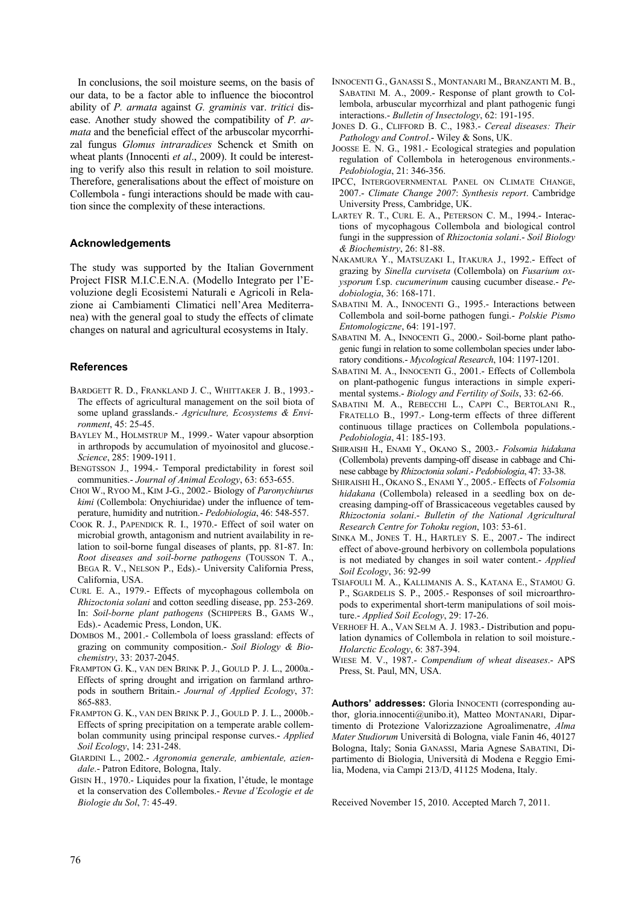In conclusions, the soil moisture seems, on the basis of our data, to be a factor able to influence the biocontrol ability of *P. armata* against *G. graminis* var. *tritici* disease. Another study showed the compatibility of *P. armata* and the beneficial effect of the arbuscolar mycorrhizal fungus *Glomus intraradices* Schenck et Smith on wheat plants (Innocenti *et al*., 2009). It could be interesting to verify also this result in relation to soil moisture. Therefore, generalisations about the effect of moisture on Collembola - fungi interactions should be made with caution since the complexity of these interactions.

## Acknowledgements

The study was supported by the Italian Government Project FISR M.I.C.E.N.A. (Modello Integrato per l'Evoluzione degli Ecosistemi Naturali e Agricoli in Relazione ai Cambiamenti Climatici nell'Area Mediterranea) with the general goal to study the effects of climate changes on natural and agricultural ecosystems in Italy.

## References

BARDGETT R. D., FRANKLAND J. C., WHITTAKER J. B., 1993.- The effects of agricultural management on the soil biota of some upland grasslands.- *Agriculture, Ecosystems & Environment*, 45: 25-45.

BAYLEY M., HOLMSTRUP M., 1999.- Water vapour absorption in arthropods by accumulation of myoinositol and glucose.- *Science*, 285: 1909-1911.

BENGTSSON J., 1994.- Temporal predictability in forest soil communities.- *Journal of Animal Ecology*, 63: 653-655.

CHOI W., RYOO M., KIM J-G., 2002.- Biology of *Paronychiurus kimi* (Collembola: Onychiuridae) under the influence of temperature, humidity and nutrition.- *Pedobiologia*, 46: 548-557.

COOK R. J., PAPENDICK R. I., 1970.- Effect of soil water on microbial growth, antagonism and nutrient availability in relation to soil-borne fungal diseases of plants, pp. 81-87. In: *Root diseases and soil-borne pathogens* (TOUSSON T. A., BEGA R. V., NELSON P., Eds).- University California Press, California, USA.

CURL E. A., 1979.- Effects of mycophagous collembola on *Rhizoctonia solani* and cotton seedling disease, pp. 253-269. In: *Soil-borne plant pathogens* (SCHIPPERS B., GAMS W., Eds).- Academic Press, London, UK.

DOMBOS M., 2001.- Collembola of loess grassland: effects of grazing on community composition.- *Soil Biology & Biochemistry*, 33: 2037-2045.

FRAMPTON G. K., VAN DEN BRINK P. J., GOULD P. J. L., 2000a.- Effects of spring drought and irrigation on farmland arthropods in southern Britain.- *Journal of Applied Ecology*, 37: 865-883.

FRAMPTON G. K., VAN DEN BRINK P. J., GOULD P. J. L., 2000b.- Effects of spring precipitation on a temperate arable collembolan community using principal response curves.- *Applied Soil Ecology*, 14: 231-248.

GIARDINI L., 2002.- *Agronomia generale, ambientale, aziendale*.- Patron Editore, Bologna, Italy.

GISIN H., 1970.- Liquides pour la fixation, l'étude, le montage et la conservation des Collemboles.- *Revue d'Ecologie et de Biologie du Sol*, 7: 45-49.

INNOCENTI G., GANASSI S., MONTANARI M., BRANZANTI M. B., SABATINI M. A., 2009.- Response of plant growth to Collembola, arbuscular mycorrhizal and plant pathogenic fungi interactions.- *Bulletin of Insectology*, 62: 191-195.

JONES D. G., CLIFFORD B. C., 1983.- *Cereal diseases: Their Pathology and Control*.- Wiley & Sons, UK.

JOOSSE E. N. G., 1981.- Ecological strategies and population regulation of Collembola in heterogenous environments.- *Pedobiologia*, 21: 346-356.

IPCC, INTERGOVERNMENTAL PANEL ON CLIMATE CHANGE, 2007.- *Climate Change 2007*: *Synthesis report*. Cambridge University Press, Cambridge, UK.

LARTEY R. T., CURL E. A., PETERSON C. M., 1994.- Interactions of mycophagous Collembola and biological control fungi in the suppression of *Rhizoctonia solani*.- *Soil Biology & Biochemistry*, 26: 81-88.

NAKAMURA Y., MATSUZAKI I., ITAKURA J., 1992.- Effect of grazing by *Sinella curviseta* (Collembola) on *Fusarium oxysporum* f.sp. *cucumerinum* causing cucumber disease.- *Pedobiologia*, 36: 168-171.

SABATINI M. A., INNOCENTI G., 1995.- Interactions between Collembola and soil-borne pathogen fungi.- *Polskie Pismo Entomologiczne*, 64: 191-197.

SABATINI M. A., INNOCENTI G., 2000.- Soil-borne plant pathogenic fungi in relation to some collembolan species under laboratory conditions.- *Mycological Research*, 104: 1197-1201.

SABATINI M. A., INNOCENTI G., 2001.- Effects of Collembola on plant-pathogenic fungus interactions in simple experimental systems.- *Biology and Fertility of Soils*, 33: 62-66.

SABATINI M. A., REBECCHI L., CAPPI C., BERTOLANI R., FRATELLO B., 1997.- Long-term effects of three different continuous tillage practices on Collembola populations.- *Pedobiologia*, 41: 185-193.

SHIRAISHI H., ENAMI Y., OKANO S., 2003.- *Folsomia hidakana* (Collembola) prevents damping-off disease in cabbage and Chinese cabbage by *Rhizoctonia solani*.- *Pedobiologia*, 47: 33-38.

SHIRAISHI H., OKANO S., ENAMI Y., 2005.- Effects of *Folsomia hidakana* (Collembola) released in a seedling box on decreasing damping-off of Brassicaceous vegetables caused by *Rhizoctonia solani*.- *Bulletin of the National Agricultural Research Centre for Tohoku region*, 103: 53-61.

SINKA M., JONES T. H., HARTLEY S. E., 2007.- The indirect effect of above-ground herbivory on collembola populations is not mediated by changes in soil water content.- *Applied Soil Ecology*, 36: 92-99

TSIAFOULI M. A., KALLIMANIS A. S., KATANA E., STAMOU G. P., SGARDELIS S. P., 2005.- Responses of soil microarthropods to experimental short-term manipulations of soil moisture.- *Applied Soil Ecology*, 29: 17-26.

VERHOEF H. A., VAN SELM A. J. 1983.- Distribution and population dynamics of Collembola in relation to soil moisture.- *Holarctic Ecology*, 6: 387-394.

WIESE M. V., 1987.- *Compendium of wheat diseases*.- APS Press, St. Paul, MN, USA.

**Authors' addresses:** Gloria INNOCENTI (corresponding author, gloria.innocenti@unibo.it), Matteo MONTANARI, Dipartimento di Protezione Valorizzazione Agroalimenatre, *Alma Mater Studiorum* Università di Bologna, viale Fanin 46, 40127 Bologna, Italy; Sonia GANASSI, Maria Agnese SABATINI, Dipartimento di Biologia, Università di Modena e Reggio Emilia, Modena, via Campi 213/D, 41125 Modena, Italy.

Received November 15, 2010. Accepted March 7, 2011.